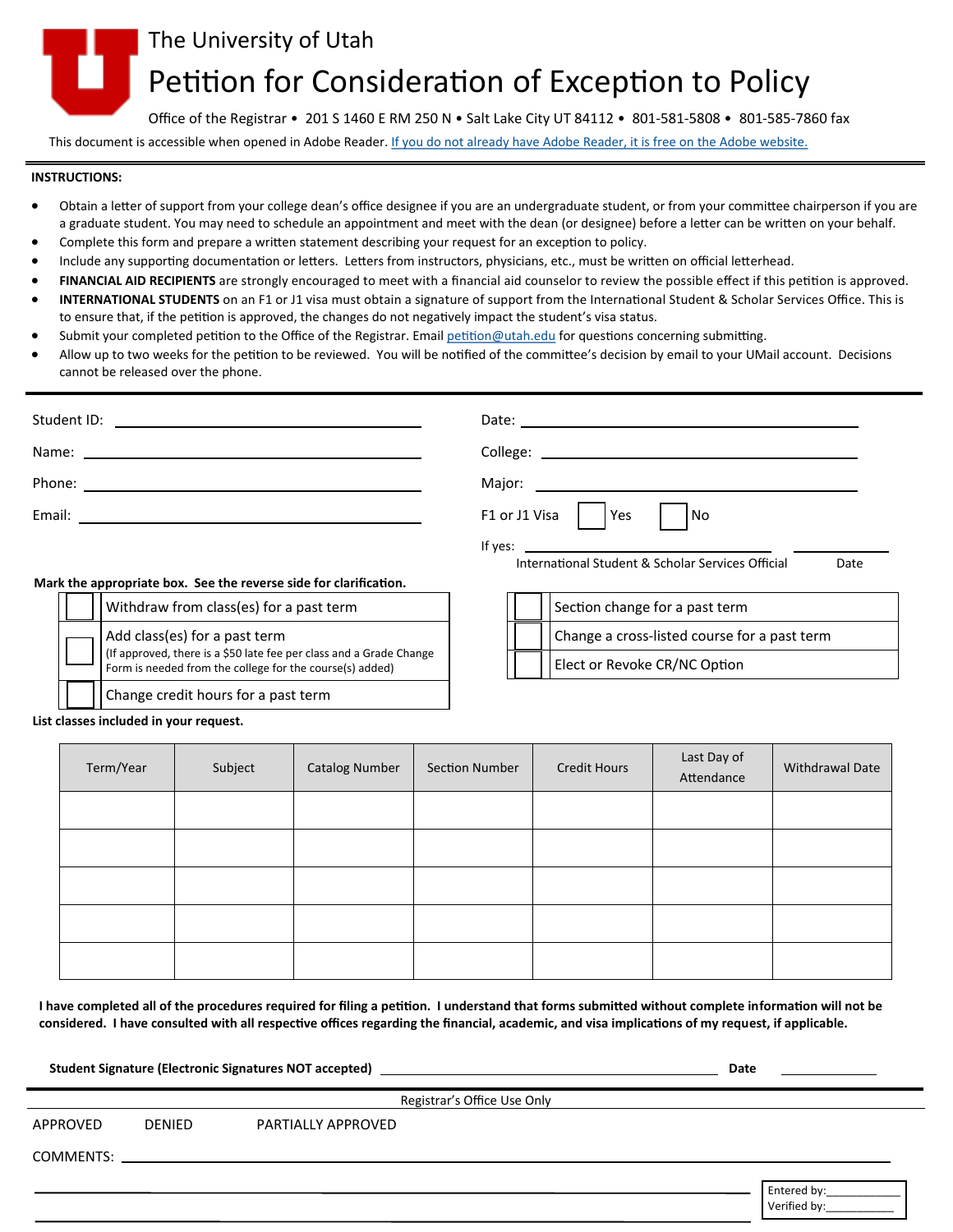The University of Utah

# Petition for Consideration of Exception to Policy

Office of the Registrar • 201 S 1460 E RM 250 N • Salt Lake City UT 84112 • 801-581-5808 • 801-585-7860 fax

This document is accessible when opened in Adobe Reader. If you do not already have Adobe Reader, it is free on the Adobe website.

**INSTRUCTIONS:**

- Obtain a letter of support from your college dean's office designee if you are an undergraduate student, or from your committee chairperson if you are a graduate student. You may need to schedule an appointment and meet with the dean (or designee) before a letter can be written on your behalf.
- Complete this form and prepare a written statement describing your request for an exception to policy.
- Include any supporting documentation or letters. Letters from instructors, physicians, etc., must be written on official letterhead.
- **FINANCIAL AID RECIPIENTS** are strongly encouraged to meet with a financial aid counselor to review the possible effect if this petition is approved.
- **INTERNATIONAL STUDENTS** on an F1 or J1 visa must obtain a signature of support from the International Student & Scholar Services Office. This is to ensure that, if the petition is approved, the changes do not negatively impact the student's visa status.
- Submit your completed petition to the Office of the Registrar. Email petition@utah.edu for questions concerning submitting.
- Allow up to two weeks for the petition to be reviewed. You will be notified of the committee's decision by email to your UMail account. Decisions cannot be released over the phone.

Student ID: ____________________

Name: ____________________

Phone: ____________________

Email: ____________________

Date: ____________________

College: ____________________

Major: ____________________

F1 or J1 Visa ☐ Yes ☐ No

If yes: ____________________ ____________
International Student & Scholar Services Official Date

**Mark the appropriate box. See the reverse side for clarification.**

- ☐ Withdraw from class(es) for a past term
- ☐ Add class(es) for a past term
  (If approved, there is a $50 late fee per class and a Grade Change Form is needed from the college for the course(s) added)
- ☐ Change credit hours for a past term
- ☐ Section change for a past term
- ☐ Change a cross-listed course for a past term
- ☐ Elect or Revoke CR/NC Option

**List classes included in your request.**

| Term/Year | Subject | Catalog Number | Section Number | Credit Hours | Last Day of Attendance | Withdrawal Date |
|---|---|---|---|---|---|---|
| | | | | | | |
| | | | | | | |
| | | | | | | |
| | | | | | | |
| | | | | | | |

**I have completed all of the procedures required for filing a petition. I understand that forms submitted without complete information will not be considered. I have consulted with all respective offices regarding the financial, academic, and visa implications of my request, if applicable.**

**Student Signature (Electronic Signatures NOT accepted)** ____________________ **Date** ____________

Registrar's Office Use Only

APPROVED DENIED PARTIALLY APPROVED

COMMENTS: ____________________

Entered by:___________
Verified by:___________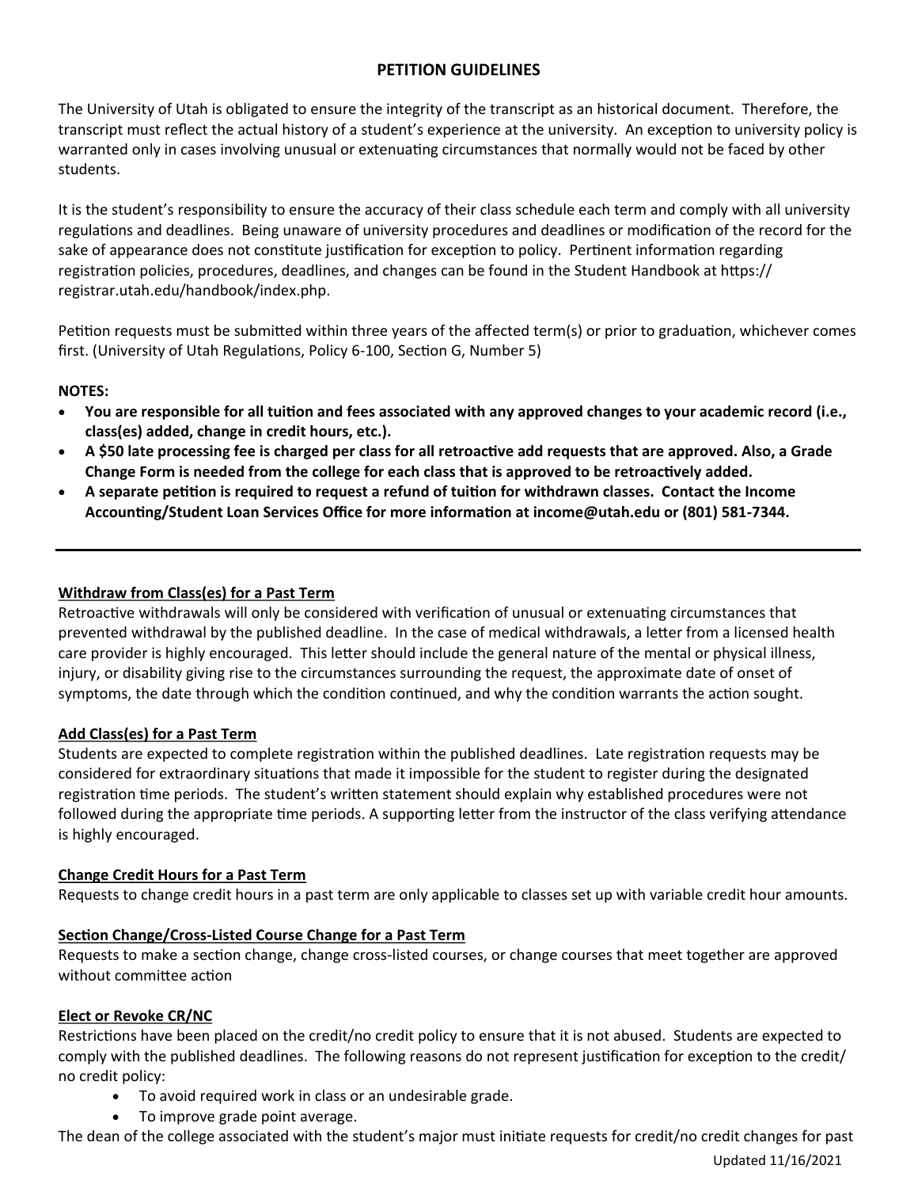# PETITION GUIDELINES

The University of Utah is obligated to ensure the integrity of the transcript as an historical document. Therefore, the transcript must reflect the actual history of a student's experience at the university. An exception to university policy is warranted only in cases involving unusual or extenuating circumstances that normally would not be faced by other students.

It is the student's responsibility to ensure the accuracy of their class schedule each term and comply with all university regulations and deadlines. Being unaware of university procedures and deadlines or modification of the record for the sake of appearance does not constitute justification for exception to policy. Pertinent information regarding registration policies, procedures, deadlines, and changes can be found in the Student Handbook at https://registrar.utah.edu/handbook/index.php.

Petition requests must be submitted within three years of the affected term(s) or prior to graduation, whichever comes first. (University of Utah Regulations, Policy 6-100, Section G, Number 5)

**NOTES:**

- **You are responsible for all tuition and fees associated with any approved changes to your academic record (i.e., class(es) added, change in credit hours, etc.).**
- **A $50 late processing fee is charged per class for all retroactive add requests that are approved. Also, a Grade Change Form is needed from the college for each class that is approved to be retroactively added.**
- **A separate petition is required to request a refund of tuition for withdrawn classes. Contact the Income Accounting/Student Loan Services Office for more information at income@utah.edu or (801) 581-7344.**

---

**Withdraw from Class(es) for a Past Term**

Retroactive withdrawals will only be considered with verification of unusual or extenuating circumstances that prevented withdrawal by the published deadline. In the case of medical withdrawals, a letter from a licensed health care provider is highly encouraged. This letter should include the general nature of the mental or physical illness, injury, or disability giving rise to the circumstances surrounding the request, the approximate date of onset of symptoms, the date through which the condition continued, and why the condition warrants the action sought.

**Add Class(es) for a Past Term**

Students are expected to complete registration within the published deadlines. Late registration requests may be considered for extraordinary situations that made it impossible for the student to register during the designated registration time periods. The student's written statement should explain why established procedures were not followed during the appropriate time periods. A supporting letter from the instructor of the class verifying attendance is highly encouraged.

**Change Credit Hours for a Past Term**

Requests to change credit hours in a past term are only applicable to classes set up with variable credit hour amounts.

**Section Change/Cross-Listed Course Change for a Past Term**

Requests to make a section change, change cross-listed courses, or change courses that meet together are approved without committee action

**Elect or Revoke CR/NC**

Restrictions have been placed on the credit/no credit policy to ensure that it is not abused. Students are expected to comply with the published deadlines. The following reasons do not represent justification for exception to the credit/no credit policy:

- To avoid required work in class or an undesirable grade.
- To improve grade point average.

The dean of the college associated with the student's major must initiate requests for credit/no credit changes for past

Updated 11/16/2021